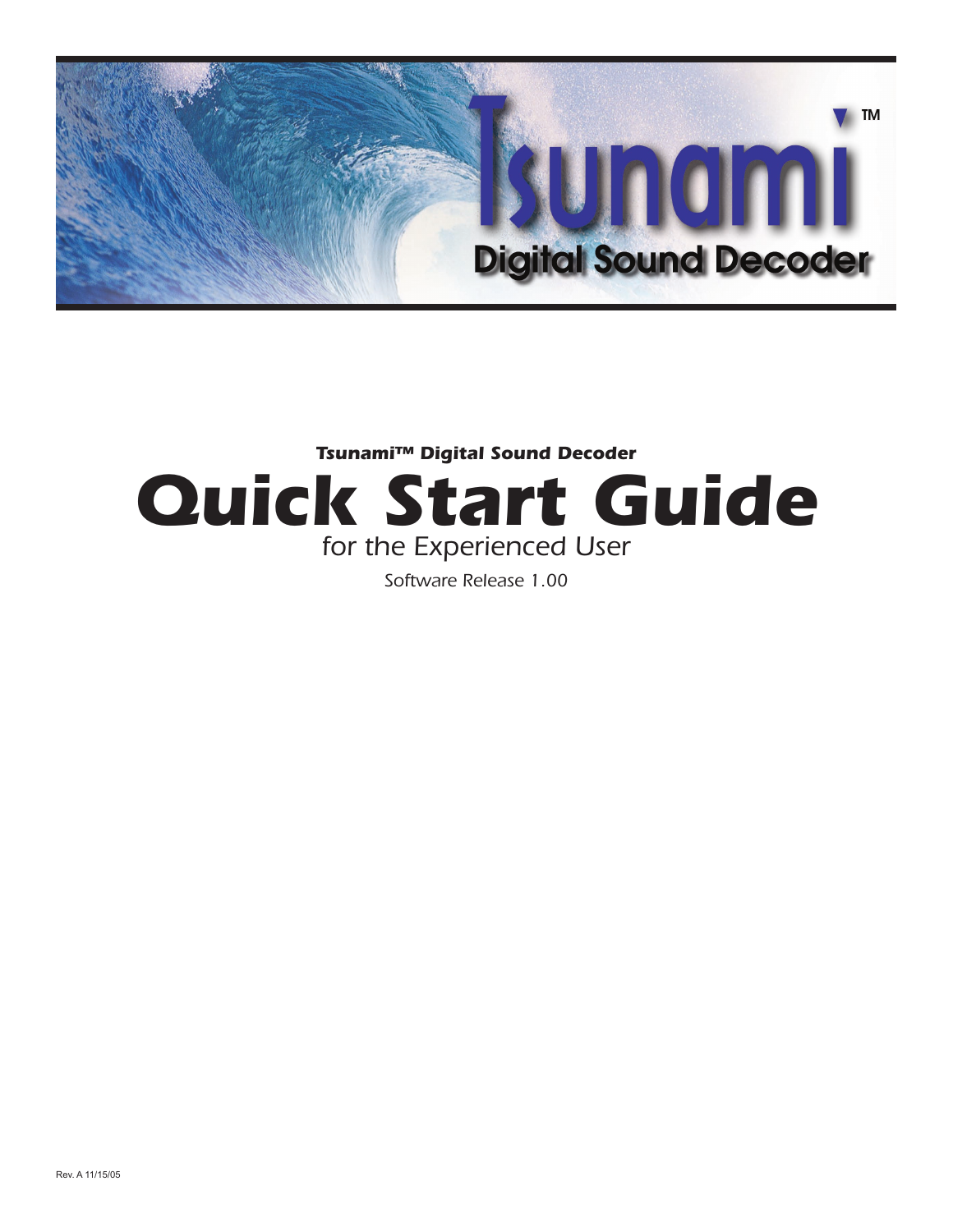# Tsunami™ Digital Sound Decoder

***Tsunami™ Digital Sound Decoder***

# *Quick Start Guide*

*for the Experienced User*

*Software Release 1.00*

Rev. A 11/15/05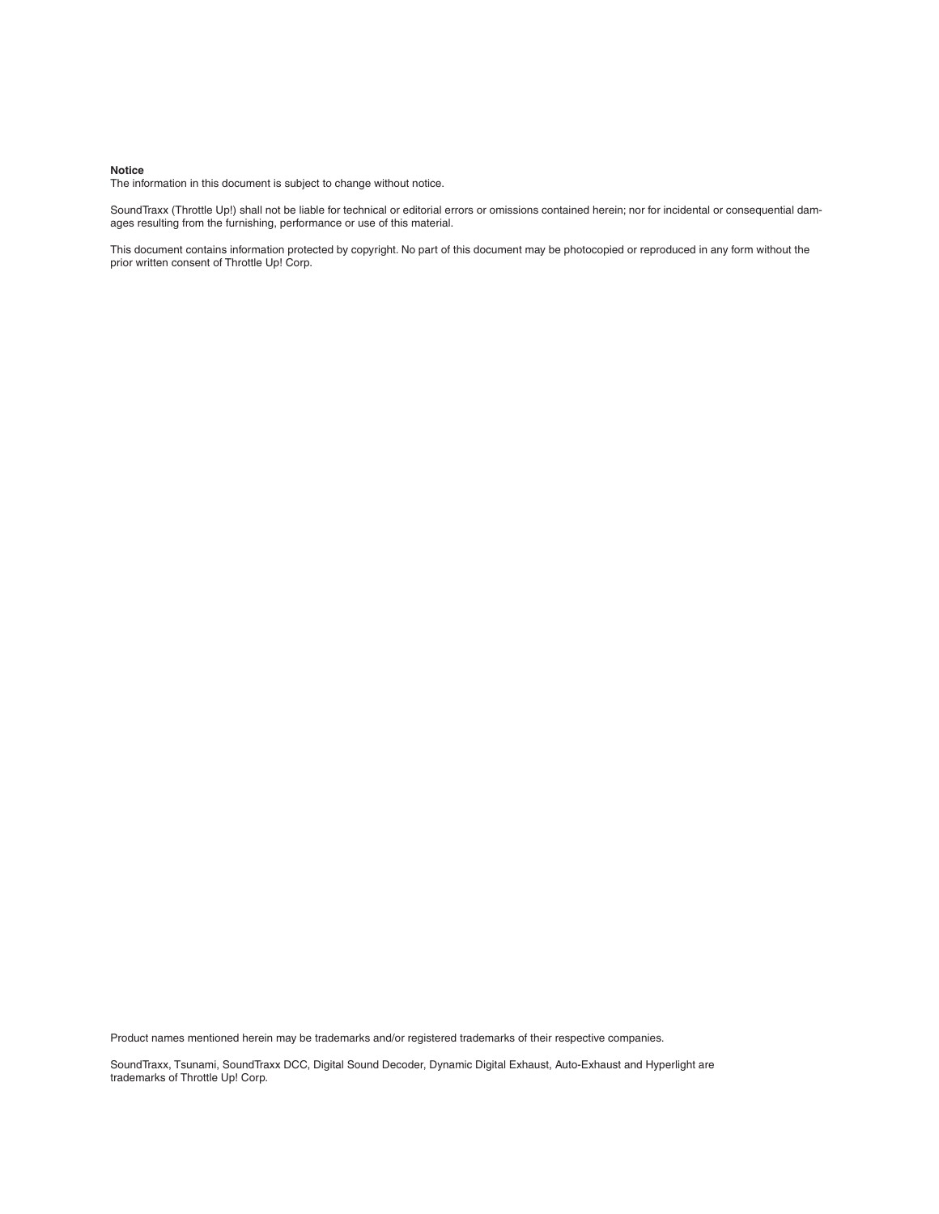**Notice**

The information in this document is subject to change without notice.

SoundTraxx (Throttle Up!) shall not be liable for technical or editorial errors or omissions contained herein; nor for incidental or consequential damages resulting from the furnishing, performance or use of this material.

This document contains information protected by copyright. No part of this document may be photocopied or reproduced in any form without the prior written consent of Throttle Up! Corp.

Product names mentioned herein may be trademarks and/or registered trademarks of their respective companies.

SoundTraxx, Tsunami, SoundTraxx DCC, Digital Sound Decoder, Dynamic Digital Exhaust, Auto-Exhaust and Hyperlight are trademarks of Throttle Up! Corp.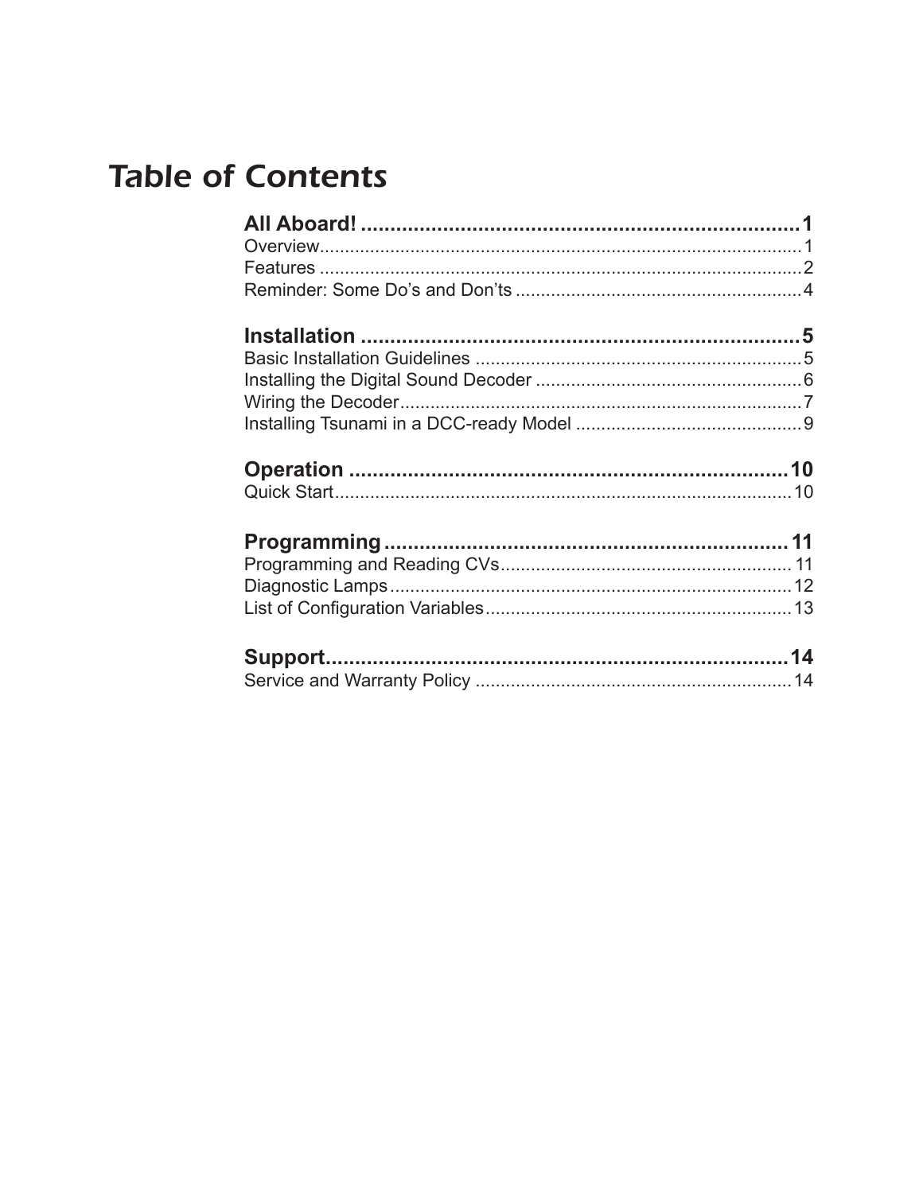# Table of Contents

**All Aboard! .......................................................................... 1**

Overview.............................................................................................. 1

Features .............................................................................................. 2

Reminder: Some Do's and Don'ts ........................................................ 4

**Installation .......................................................................... 5**

Basic Installation Guidelines ................................................................ 5

Installing the Digital Sound Decoder .................................................... 6

Wiring the Decoder............................................................................... 7

Installing Tsunami in a DCC-ready Model ............................................ 9

**Operation .......................................................................... 10**

Quick Start.......................................................................................... 10

**Programming .................................................................... 11**

Programming and Reading CVs......................................................... 11

Diagnostic Lamps............................................................................... 12

List of Configuration Variables............................................................ 13

**Support.............................................................................. 14**

Service and Warranty Policy .............................................................. 14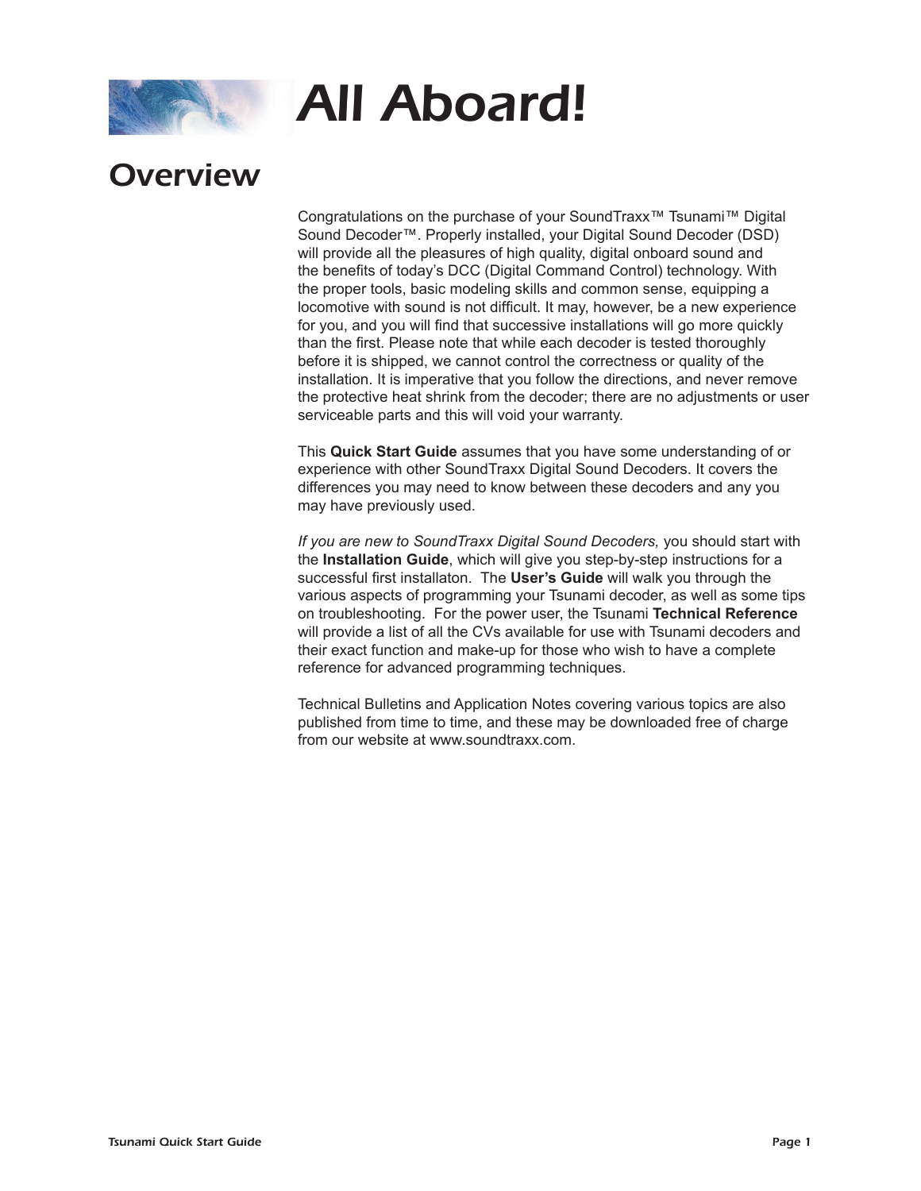# All Aboard!

## Overview

Congratulations on the purchase of your SoundTraxx™ Tsunami™ Digital Sound Decoder™. Properly installed, your Digital Sound Decoder (DSD) will provide all the pleasures of high quality, digital onboard sound and the benefits of today's DCC (Digital Command Control) technology. With the proper tools, basic modeling skills and common sense, equipping a locomotive with sound is not difficult. It may, however, be a new experience for you, and you will find that successive installations will go more quickly than the first. Please note that while each decoder is tested thoroughly before it is shipped, we cannot control the correctness or quality of the installation. It is imperative that you follow the directions, and never remove the protective heat shrink from the decoder; there are no adjustments or user serviceable parts and this will void your warranty.

This **Quick Start Guide** assumes that you have some understanding of or experience with other SoundTraxx Digital Sound Decoders. It covers the differences you may need to know between these decoders and any you may have previously used.

*If you are new to SoundTraxx Digital Sound Decoders,* you should start with the **Installation Guide**, which will give you step-by-step instructions for a successful first installaton. The **User's Guide** will walk you through the various aspects of programming your Tsunami decoder, as well as some tips on troubleshooting. For the power user, the Tsunami **Technical Reference** will provide a list of all the CVs available for use with Tsunami decoders and their exact function and make-up for those who wish to have a complete reference for advanced programming techniques.

Technical Bulletins and Application Notes covering various topics are also published from time to time, and these may be downloaded free of charge from our website at www.soundtraxx.com.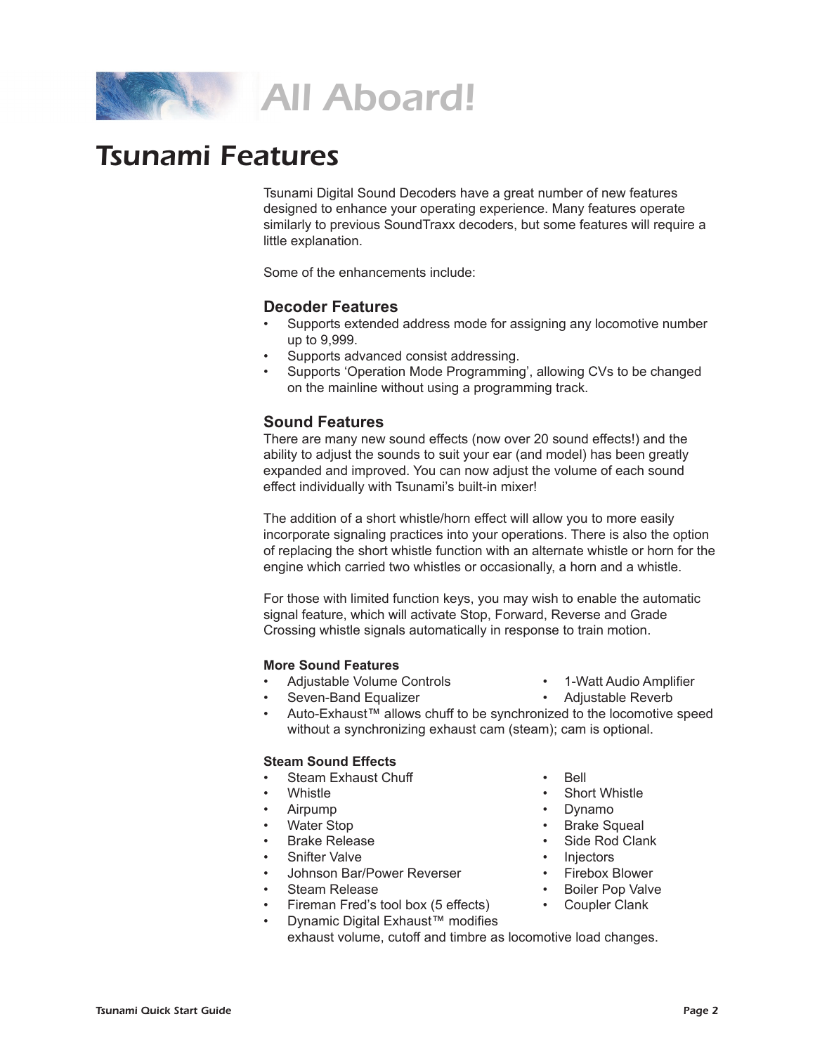# All Aboard!

## Tsunami Features

Tsunami Digital Sound Decoders have a great number of new features designed to enhance your operating experience. Many features operate similarly to previous SoundTraxx decoders, but some features will require a little explanation.

Some of the enhancements include:

### Decoder Features

- Supports extended address mode for assigning any locomotive number up to 9,999.
- Supports advanced consist addressing.
- Supports 'Operation Mode Programming', allowing CVs to be changed on the mainline without using a programming track.

### Sound Features

There are many new sound effects (now over 20 sound effects!) and the ability to adjust the sounds to suit your ear (and model) has been greatly expanded and improved. You can now adjust the volume of each sound effect individually with Tsunami's built-in mixer!

The addition of a short whistle/horn effect will allow you to more easily incorporate signaling practices into your operations. There is also the option of replacing the short whistle function with an alternate whistle or horn for the engine which carried two whistles or occasionally, a horn and a whistle.

For those with limited function keys, you may wish to enable the automatic signal feature, which will activate Stop, Forward, Reverse and Grade Crossing whistle signals automatically in response to train motion.

**More Sound Features**

- Adjustable Volume Controls
- 1-Watt Audio Amplifier
- Seven-Band Equalizer
- Adjustable Reverb
- Auto-Exhaust™ allows chuff to be synchronized to the locomotive speed without a synchronizing exhaust cam (steam); cam is optional.

**Steam Sound Effects**

- Steam Exhaust Chuff
- Whistle
- Airpump
- Water Stop
- Brake Release
- Snifter Valve
- Johnson Bar/Power Reverser
- Steam Release
- Fireman Fred's tool box (5 effects)
- Bell
- Short Whistle
- Dynamo
- Brake Squeal
- Side Rod Clank
- Injectors
- Firebox Blower
- Boiler Pop Valve
- Coupler Clank
- Dynamic Digital Exhaust™ modifies exhaust volume, cutoff and timbre as locomotive load changes.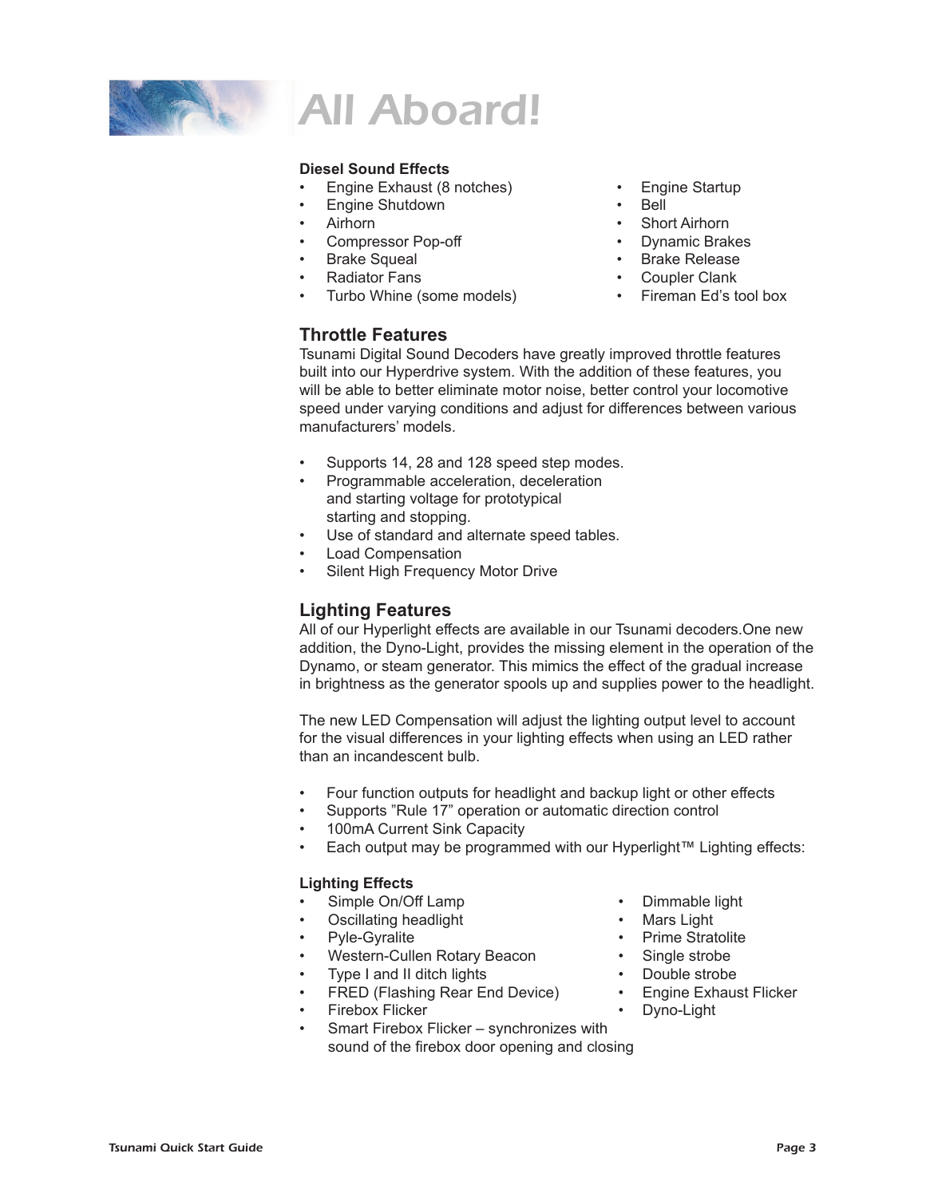# All Aboard!

**Diesel Sound Effects**

- Engine Exhaust (8 notches)
- Engine Shutdown
- Airhorn
- Compressor Pop-off
- Brake Squeal
- Radiator Fans
- Turbo Whine (some models)
- Engine Startup
- Bell
- Short Airhorn
- Dynamic Brakes
- Brake Release
- Coupler Clank
- Fireman Ed's tool box

## Throttle Features

Tsunami Digital Sound Decoders have greatly improved throttle features built into our Hyperdrive system. With the addition of these features, you will be able to better eliminate motor noise, better control your locomotive speed under varying conditions and adjust for differences between various manufacturers' models.

- Supports 14, 28 and 128 speed step modes.
- Programmable acceleration, deceleration and starting voltage for prototypical starting and stopping.
- Use of standard and alternate speed tables.
- Load Compensation
- Silent High Frequency Motor Drive

## Lighting Features

All of our Hyperlight effects are available in our Tsunami decoders.One new addition, the Dyno-Light, provides the missing element in the operation of the Dynamo, or steam generator. This mimics the effect of the gradual increase in brightness as the generator spools up and supplies power to the headlight.

The new LED Compensation will adjust the lighting output level to account for the visual differences in your lighting effects when using an LED rather than an incandescent bulb.

- Four function outputs for headlight and backup light or other effects
- Supports "Rule 17" operation or automatic direction control
- 100mA Current Sink Capacity
- Each output may be programmed with our Hyperlight™ Lighting effects:

**Lighting Effects**

- Simple On/Off Lamp
- Oscillating headlight
- Pyle-Gyralite
- Western-Cullen Rotary Beacon
- Type I and II ditch lights
- FRED (Flashing Rear End Device)
- Firebox Flicker
- Smart Firebox Flicker – synchronizes with sound of the firebox door opening and closing
- Dimmable light
- Mars Light
- Prime Stratolite
- Single strobe
- Double strobe
- Engine Exhaust Flicker
- Dyno-Light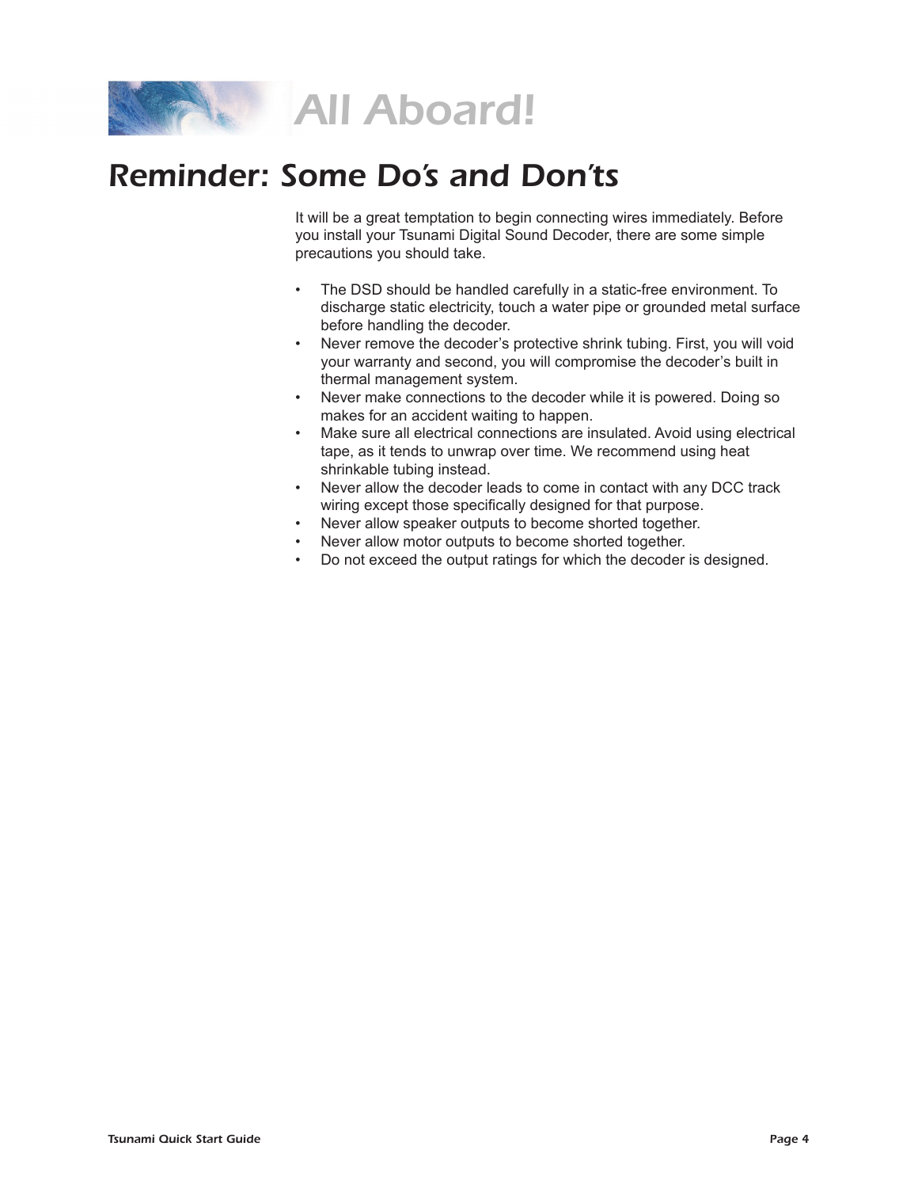# All Aboard!

## Reminder: Some Do's and Don'ts

It will be a great temptation to begin connecting wires immediately. Before you install your Tsunami Digital Sound Decoder, there are some simple precautions you should take.

- The DSD should be handled carefully in a static-free environment. To discharge static electricity, touch a water pipe or grounded metal surface before handling the decoder.
- Never remove the decoder's protective shrink tubing. First, you will void your warranty and second, you will compromise the decoder's built in thermal management system.
- Never make connections to the decoder while it is powered. Doing so makes for an accident waiting to happen.
- Make sure all electrical connections are insulated. Avoid using electrical tape, as it tends to unwrap over time. We recommend using heat shrinkable tubing instead.
- Never allow the decoder leads to come in contact with any DCC track wiring except those specifically designed for that purpose.
- Never allow speaker outputs to become shorted together.
- Never allow motor outputs to become shorted together.
- Do not exceed the output ratings for which the decoder is designed.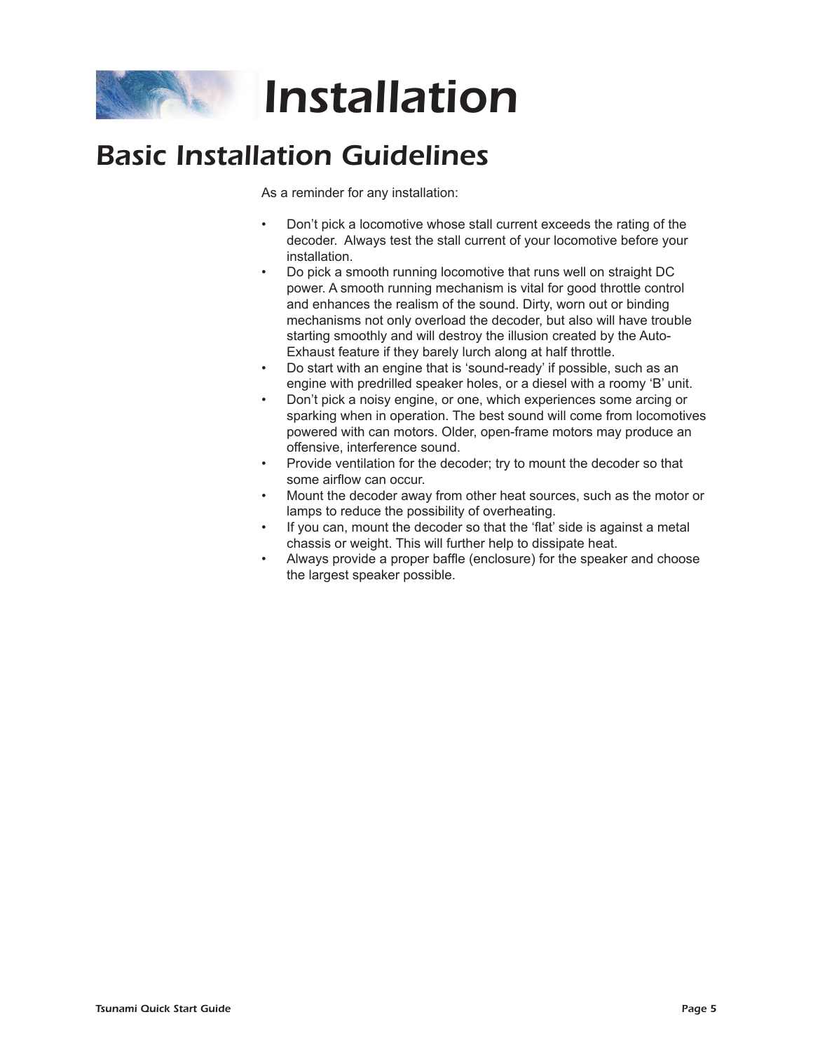# Installation

## Basic Installation Guidelines

As a reminder for any installation:

- Don't pick a locomotive whose stall current exceeds the rating of the decoder. Always test the stall current of your locomotive before your installation.
- Do pick a smooth running locomotive that runs well on straight DC power. A smooth running mechanism is vital for good throttle control and enhances the realism of the sound. Dirty, worn out or binding mechanisms not only overload the decoder, but also will have trouble starting smoothly and will destroy the illusion created by the Auto-Exhaust feature if they barely lurch along at half throttle.
- Do start with an engine that is 'sound-ready' if possible, such as an engine with predrilled speaker holes, or a diesel with a roomy 'B' unit.
- Don't pick a noisy engine, or one, which experiences some arcing or sparking when in operation. The best sound will come from locomotives powered with can motors. Older, open-frame motors may produce an offensive, interference sound.
- Provide ventilation for the decoder; try to mount the decoder so that some airflow can occur.
- Mount the decoder away from other heat sources, such as the motor or lamps to reduce the possibility of overheating.
- If you can, mount the decoder so that the 'flat' side is against a metal chassis or weight. This will further help to dissipate heat.
- Always provide a proper baffle (enclosure) for the speaker and choose the largest speaker possible.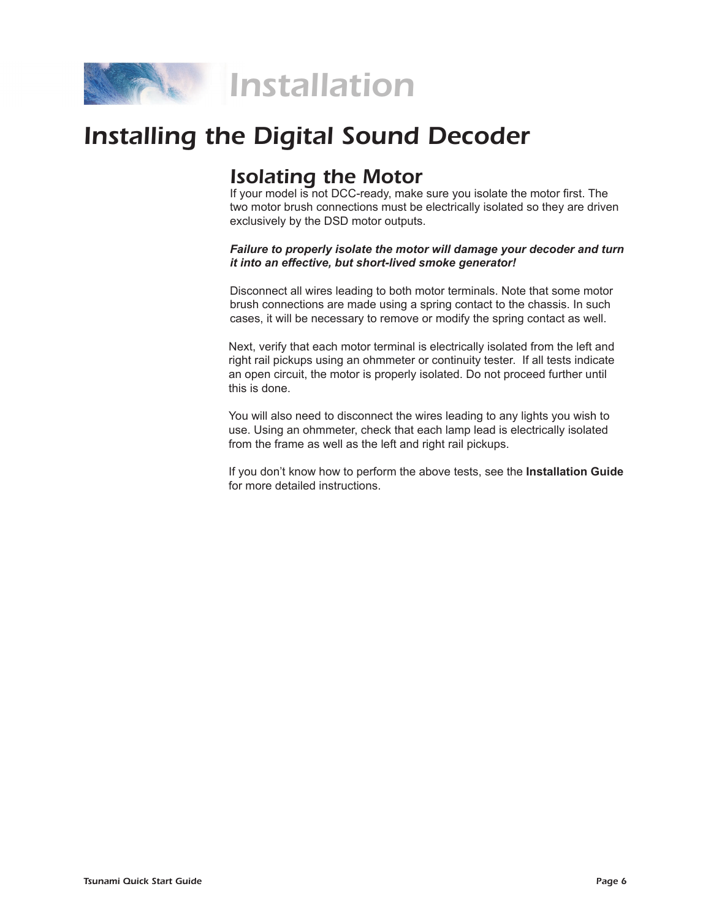# Installation

## Installing the Digital Sound Decoder

### Isolating the Motor

If your model is not DCC-ready, make sure you isolate the motor first. The two motor brush connections must be electrically isolated so they are driven exclusively by the DSD motor outputs.

***Failure to properly isolate the motor will damage your decoder and turn it into an effective, but short-lived smoke generator!***

Disconnect all wires leading to both motor terminals. Note that some motor brush connections are made using a spring contact to the chassis. In such cases, it will be necessary to remove or modify the spring contact as well.

Next, verify that each motor terminal is electrically isolated from the left and right rail pickups using an ohmmeter or continuity tester. If all tests indicate an open circuit, the motor is properly isolated. Do not proceed further until this is done.

You will also need to disconnect the wires leading to any lights you wish to use. Using an ohmmeter, check that each lamp lead is electrically isolated from the frame as well as the left and right rail pickups.

If you don't know how to perform the above tests, see the **Installation Guide** for more detailed instructions.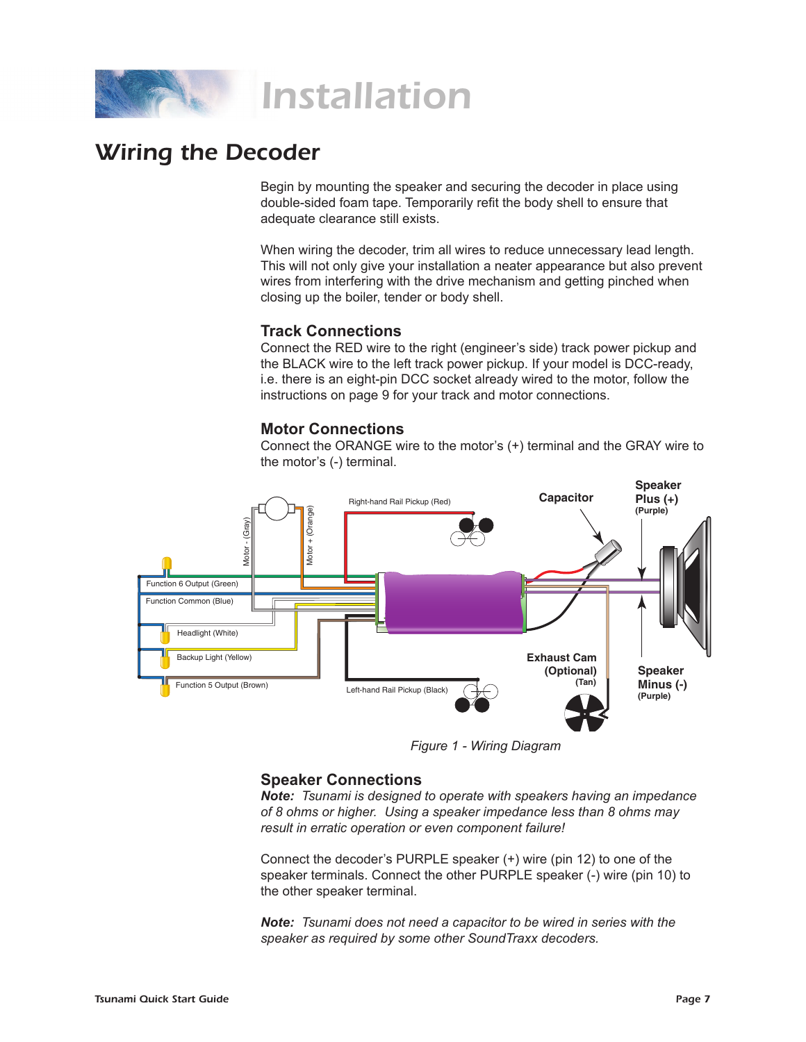# Installation

## Wiring the Decoder

Begin by mounting the speaker and securing the decoder in place using double-sided foam tape. Temporarily refit the body shell to ensure that adequate clearance still exists.

When wiring the decoder, trim all wires to reduce unnecessary lead length. This will not only give your installation a neater appearance but also prevent wires from interfering with the drive mechanism and getting pinched when closing up the boiler, tender or body shell.

### Track Connections

Connect the RED wire to the right (engineer's side) track power pickup and the BLACK wire to the left track power pickup. If your model is DCC-ready, i.e. there is an eight-pin DCC socket already wired to the motor, follow the instructions on page 9 for your track and motor connections.

### Motor Connections

Connect the ORANGE wire to the motor's (+) terminal and the GRAY wire to the motor's (-) terminal.

Motor - (Gray)
Motor + (Orange)
Right-hand Rail Pickup (Red)
Capacitor
Speaker Plus (+) (Purple)
Function 6 Output (Green)
Function Common (Blue)
Headlight (White)
Backup Light (Yellow)
Function 5 Output (Brown)
Left-hand Rail Pickup (Black)
Exhaust Cam (Optional) (Tan)
Speaker Minus (-) (Purple)

*Figure 1 - Wiring Diagram*

### Speaker Connections

***Note:*** *Tsunami is designed to operate with speakers having an impedance of 8 ohms or higher. Using a speaker impedance less than 8 ohms may result in erratic operation or even component failure!*

Connect the decoder's PURPLE speaker (+) wire (pin 12) to one of the speaker terminals. Connect the other PURPLE speaker (-) wire (pin 10) to the other speaker terminal.

***Note:*** *Tsunami does not need a capacitor to be wired in series with the speaker as required by some other SoundTraxx decoders.*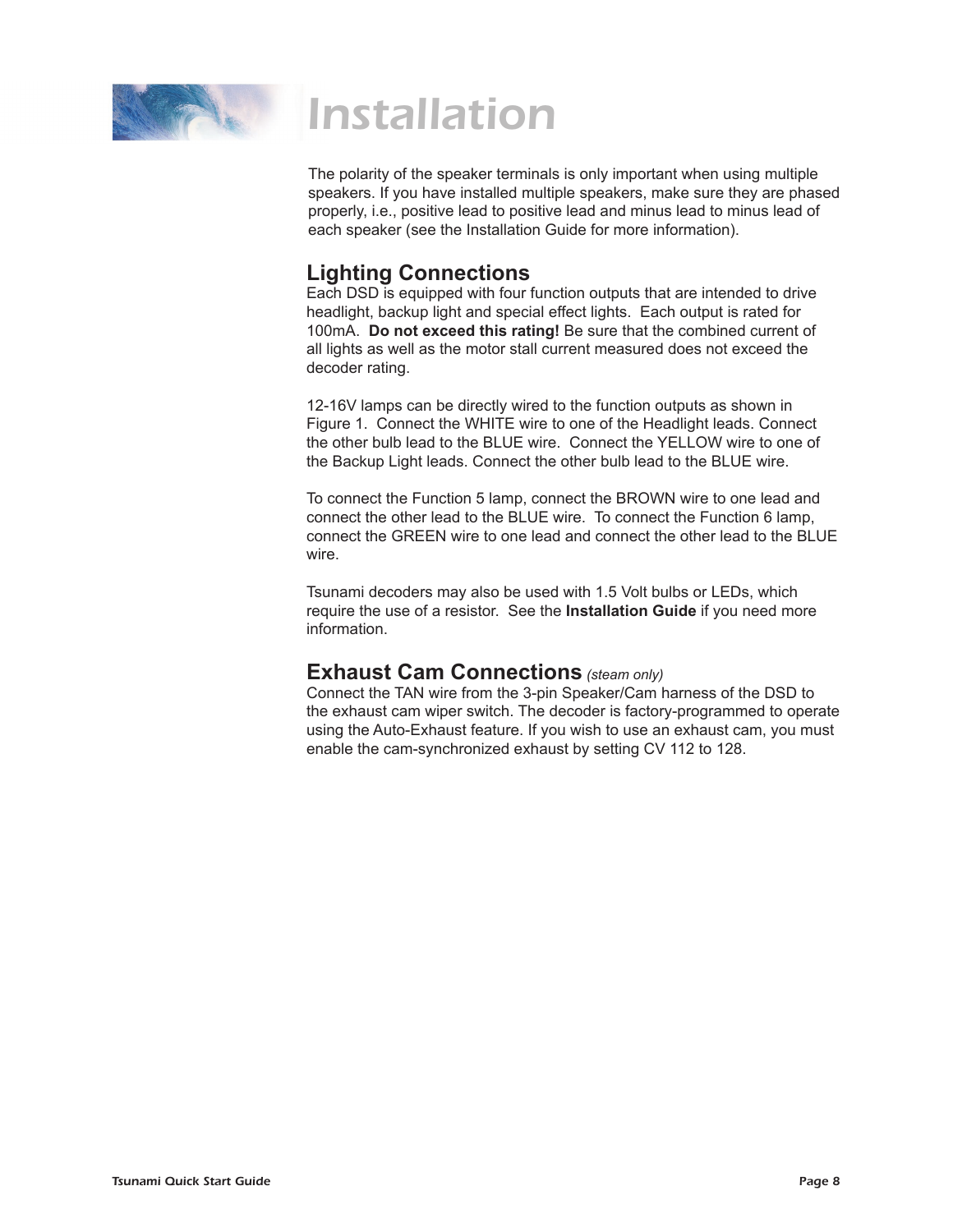# Installation

The polarity of the speaker terminals is only important when using multiple speakers. If you have installed multiple speakers, make sure they are phased properly, i.e., positive lead to positive lead and minus lead to minus lead of each speaker (see the Installation Guide for more information).

## Lighting Connections

Each DSD is equipped with four function outputs that are intended to drive headlight, backup light and special effect lights. Each output is rated for 100mA. **Do not exceed this rating!** Be sure that the combined current of all lights as well as the motor stall current measured does not exceed the decoder rating.

12-16V lamps can be directly wired to the function outputs as shown in Figure 1. Connect the WHITE wire to one of the Headlight leads. Connect the other bulb lead to the BLUE wire. Connect the YELLOW wire to one of the Backup Light leads. Connect the other bulb lead to the BLUE wire.

To connect the Function 5 lamp, connect the BROWN wire to one lead and connect the other lead to the BLUE wire. To connect the Function 6 lamp, connect the GREEN wire to one lead and connect the other lead to the BLUE wire.

Tsunami decoders may also be used with 1.5 Volt bulbs or LEDs, which require the use of a resistor. See the **Installation Guide** if you need more information.

## Exhaust Cam Connections *(steam only)*

Connect the TAN wire from the 3-pin Speaker/Cam harness of the DSD to the exhaust cam wiper switch. The decoder is factory-programmed to operate using the Auto-Exhaust feature. If you wish to use an exhaust cam, you must enable the cam-synchronized exhaust by setting CV 112 to 128.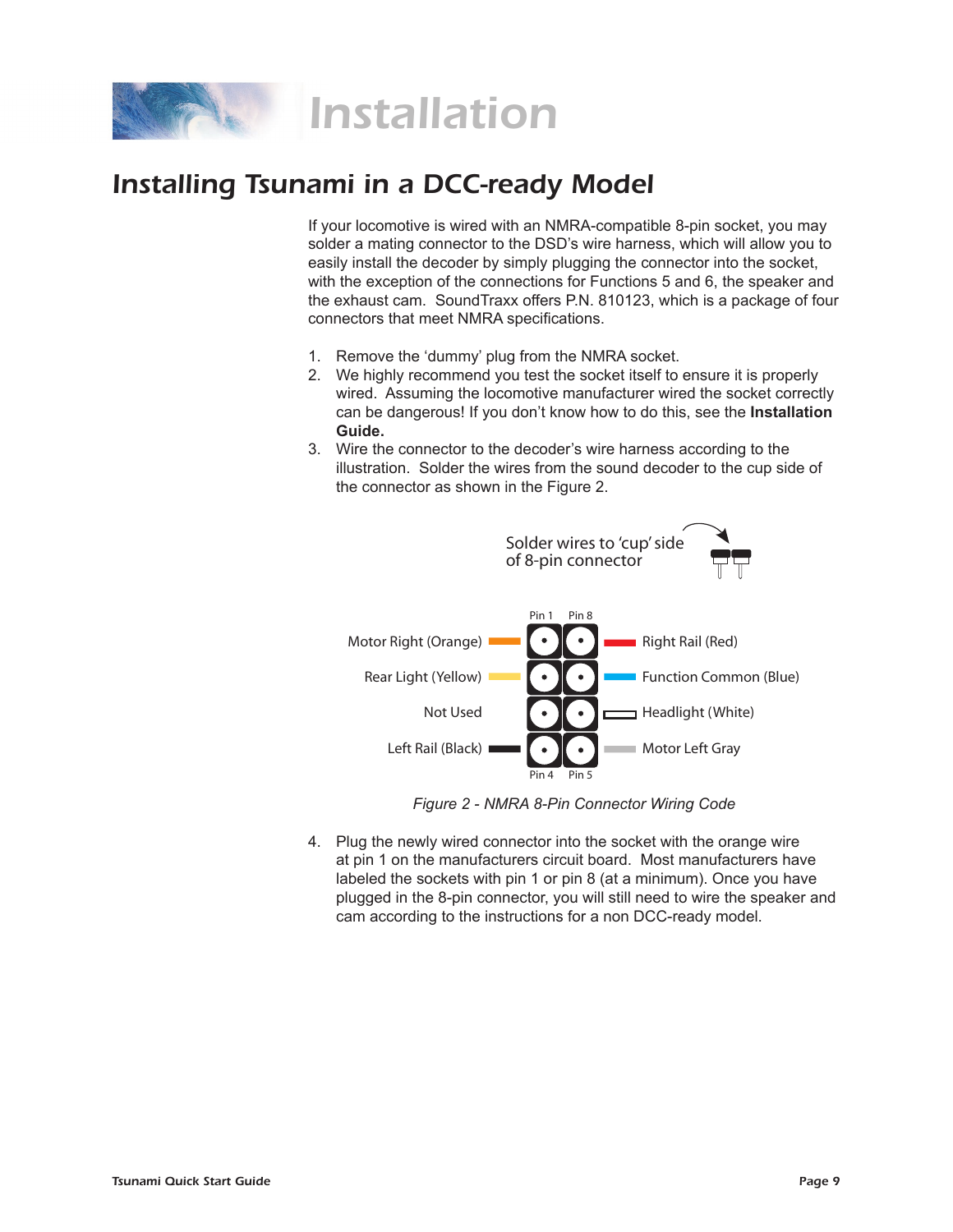# Installation

## Installing Tsunami in a DCC-ready Model

If your locomotive is wired with an NMRA-compatible 8-pin socket, you may solder a mating connector to the DSD's wire harness, which will allow you to easily install the decoder by simply plugging the connector into the socket, with the exception of the connections for Functions 5 and 6, the speaker and the exhaust cam. SoundTraxx offers P.N. 810123, which is a package of four connectors that meet NMRA specifications.

1. Remove the 'dummy' plug from the NMRA socket.
2. We highly recommend you test the socket itself to ensure it is properly wired. Assuming the locomotive manufacturer wired the socket correctly can be dangerous! If you don't know how to do this, see the **Installation Guide.**
3. Wire the connector to the decoder's wire harness according to the illustration. Solder the wires from the sound decoder to the cup side of the connector as shown in the Figure 2.

Solder wires to 'cup' side of 8-pin connector

| Left side | Pin | Pin | Right side |
|---|---|---|---|
| Motor Right (Orange) | Pin 1 | Pin 8 | Right Rail (Red) |
| Rear Light (Yellow) | | | Function Common (Blue) |
| Not Used | | | Headlight (White) |
| Left Rail (Black) | Pin 4 | Pin 5 | Motor Left Gray |

*Figure 2 - NMRA 8-Pin Connector Wiring Code*

4. Plug the newly wired connector into the socket with the orange wire at pin 1 on the manufacturers circuit board. Most manufacturers have labeled the sockets with pin 1 or pin 8 (at a minimum). Once you have plugged in the 8-pin connector, you will still need to wire the speaker and cam according to the instructions for a non DCC-ready model.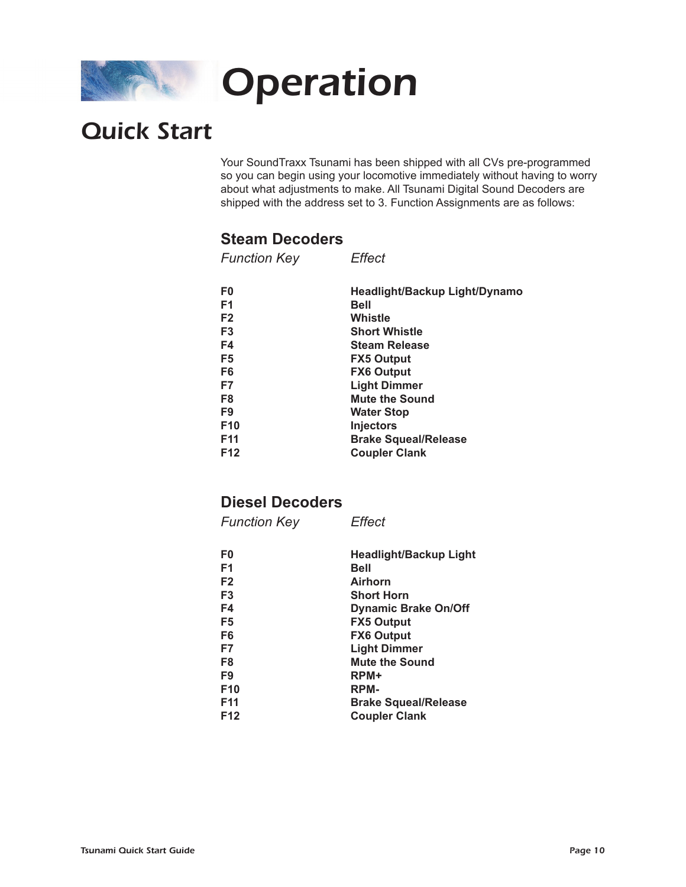# Operation

## Quick Start

Your SoundTraxx Tsunami has been shipped with all CVs pre-programmed so you can begin using your locomotive immediately without having to worry about what adjustments to make. All Tsunami Digital Sound Decoders are shipped with the address set to 3. Function Assignments are as follows:

### Steam Decoders

| *Function Key* | *Effect* |
|---|---|
| **F0** | **Headlight/Backup Light/Dynamo** |
| **F1** | **Bell** |
| **F2** | **Whistle** |
| **F3** | **Short Whistle** |
| **F4** | **Steam Release** |
| **F5** | **FX5 Output** |
| **F6** | **FX6 Output** |
| **F7** | **Light Dimmer** |
| **F8** | **Mute the Sound** |
| **F9** | **Water Stop** |
| **F10** | **Injectors** |
| **F11** | **Brake Squeal/Release** |
| **F12** | **Coupler Clank** |

### Diesel Decoders

| *Function Key* | *Effect* |
|---|---|
| **F0** | **Headlight/Backup Light** |
| **F1** | **Bell** |
| **F2** | **Airhorn** |
| **F3** | **Short Horn** |
| **F4** | **Dynamic Brake On/Off** |
| **F5** | **FX5 Output** |
| **F6** | **FX6 Output** |
| **F7** | **Light Dimmer** |
| **F8** | **Mute the Sound** |
| **F9** | **RPM+** |
| **F10** | **RPM-** |
| **F11** | **Brake Squeal/Release** |
| **F12** | **Coupler Clank** |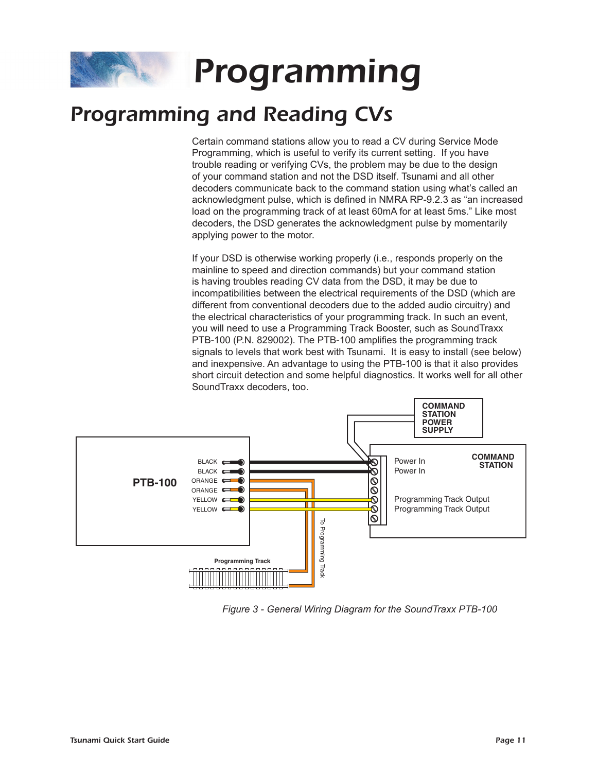# Programming

## Programming and Reading CVs

Certain command stations allow you to read a CV during Service Mode Programming, which is useful to verify its current setting. If you have trouble reading or verifying CVs, the problem may be due to the design of your command station and not the DSD itself. Tsunami and all other decoders communicate back to the command station using what's called an acknowledgment pulse, which is defined in NMRA RP-9.2.3 as "an increased load on the programming track of at least 60mA for at least 5ms." Like most decoders, the DSD generates the acknowledgment pulse by momentarily applying power to the motor.

If your DSD is otherwise working properly (i.e., responds properly on the mainline to speed and direction commands) but your command station is having troubles reading CV data from the DSD, it may be due to incompatibilities between the electrical requirements of the DSD (which are different from conventional decoders due to the added audio circuitry) and the electrical characteristics of your programming track. In such an event, you will need to use a Programming Track Booster, such as SoundTraxx PTB-100 (P.N. 829002). The PTB-100 amplifies the programming track signals to levels that work best with Tsunami. It is easy to install (see below) and inexpensive. An advantage to using the PTB-100 is that it also provides short circuit detection and some helpful diagnostics. It works well for all other SoundTraxx decoders, too.

*Figure 3 - General Wiring Diagram for the SoundTraxx PTB-100*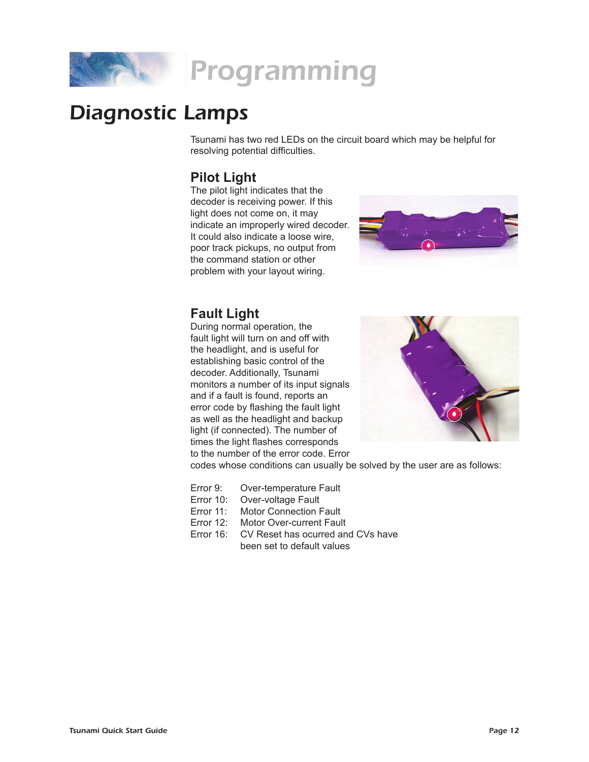# Programming

## Diagnostic Lamps

Tsunami has two red LEDs on the circuit board which may be helpful for resolving potential difficulties.

### Pilot Light

The pilot light indicates that the decoder is receiving power. If this light does not come on, it may indicate an improperly wired decoder. It could also indicate a loose wire, poor track pickups, no output from the command station or other problem with your layout wiring.

### Fault Light

During normal operation, the fault light will turn on and off with the headlight, and is useful for establishing basic control of the decoder. Additionally, Tsunami monitors a number of its input signals and if a fault is found, reports an error code by flashing the fault light as well as the headlight and backup light (if connected). The number of times the light flashes corresponds to the number of the error code. Error codes whose conditions can usually be solved by the user are as follows:

| | |
|---|---|
| Error 9: | Over-temperature Fault |
| Error 10: | Over-voltage Fault |
| Error 11: | Motor Connection Fault |
| Error 12: | Motor Over-current Fault |
| Error 16: | CV Reset has ocurred and CVs have been set to default values |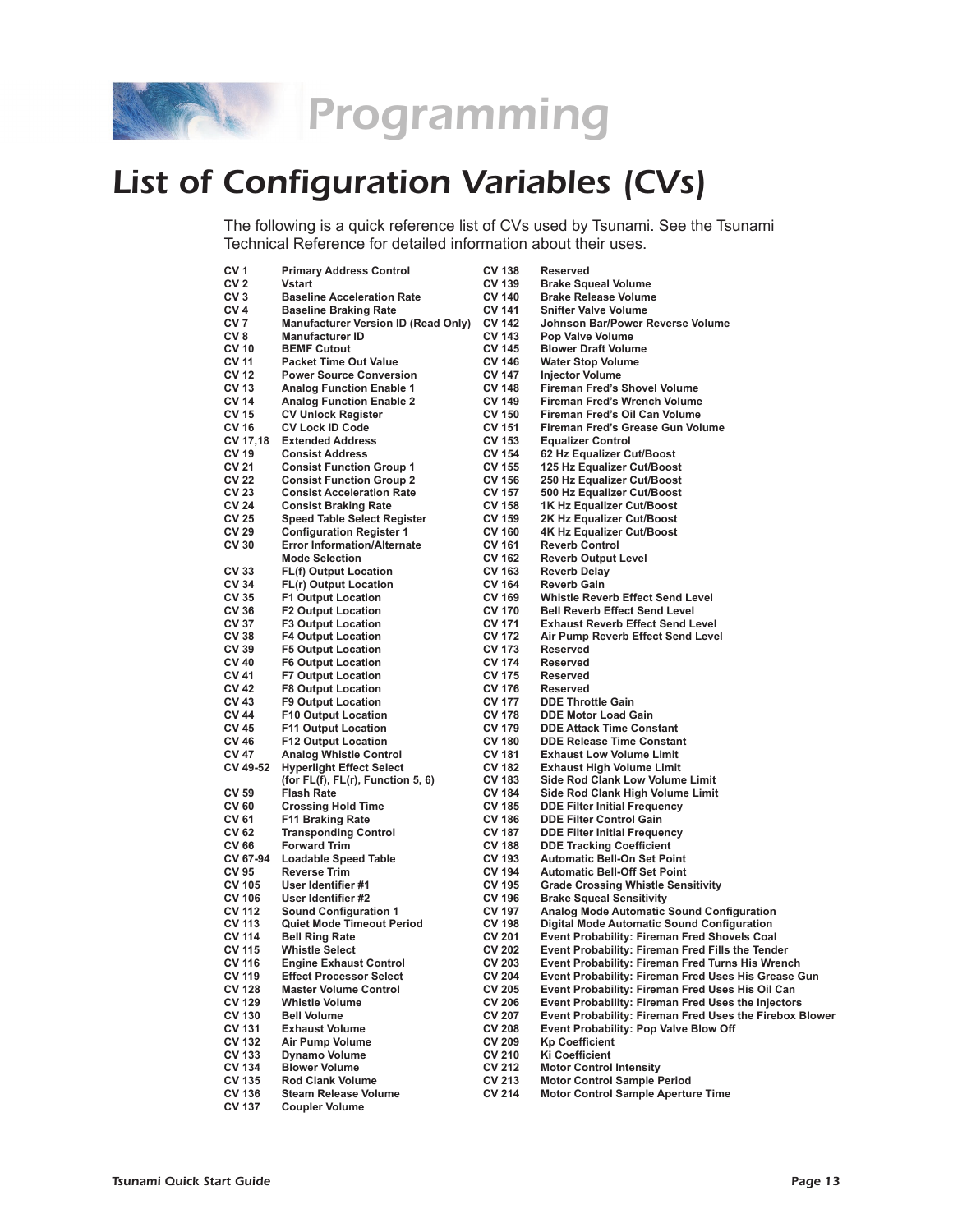# Programming

## List of Configuration Variables (CVs)

The following is a quick reference list of CVs used by Tsunami. See the Tsunami Technical Reference for detailed information about their uses.

| CV | Description |
|---|---|
| CV 1 | Primary Address Control |
| CV 2 | Vstart |
| CV 3 | Baseline Acceleration Rate |
| CV 4 | Baseline Braking Rate |
| CV 7 | Manufacturer Version ID (Read Only) |
| CV 8 | Manufacturer ID |
| CV 10 | BEMF Cutout |
| CV 11 | Packet Time Out Value |
| CV 12 | Power Source Conversion |
| CV 13 | Analog Function Enable 1 |
| CV 14 | Analog Function Enable 2 |
| CV 15 | CV Unlock Register |
| CV 16 | CV Lock ID Code |
| CV 17,18 | Extended Address |
| CV 19 | Consist Address |
| CV 21 | Consist Function Group 1 |
| CV 22 | Consist Function Group 2 |
| CV 23 | Consist Acceleration Rate |
| CV 24 | Consist Braking Rate |
| CV 25 | Speed Table Select Register |
| CV 29 | Configuration Register 1 |
| CV 30 | Error Information/Alternate Mode Selection |
| CV 33 | FL(f) Output Location |
| CV 34 | FL(r) Output Location |
| CV 35 | F1 Output Location |
| CV 36 | F2 Output Location |
| CV 37 | F3 Output Location |
| CV 38 | F4 Output Location |
| CV 39 | F5 Output Location |
| CV 40 | F6 Output Location |
| CV 41 | F7 Output Location |
| CV 42 | F8 Output Location |
| CV 43 | F9 Output Location |
| CV 44 | F10 Output Location |
| CV 45 | F11 Output Location |
| CV 46 | F12 Output Location |
| CV 47 | Analog Whistle Control |
| CV 49-52 | Hyperlight Effect Select (for FL(f), FL(r), Function 5, 6) |
| CV 59 | Flash Rate |
| CV 60 | Crossing Hold Time |
| CV 61 | F11 Braking Rate |
| CV 62 | Transponding Control |
| CV 66 | Forward Trim |
| CV 67-94 | Loadable Speed Table |
| CV 95 | Reverse Trim |
| CV 105 | User Identifier #1 |
| CV 106 | User Identifier #2 |
| CV 112 | Sound Configuration 1 |
| CV 113 | Quiet Mode Timeout Period |
| CV 114 | Bell Ring Rate |
| CV 115 | Whistle Select |
| CV 116 | Engine Exhaust Control |
| CV 119 | Effect Processor Select |
| CV 128 | Master Volume Control |
| CV 129 | Whistle Volume |
| CV 130 | Bell Volume |
| CV 131 | Exhaust Volume |
| CV 132 | Air Pump Volume |
| CV 133 | Dynamo Volume |
| CV 134 | Blower Volume |
| CV 135 | Rod Clank Volume |
| CV 136 | Steam Release Volume |
| CV 137 | Coupler Volume |
| CV 138 | Reserved |
| CV 139 | Brake Squeal Volume |
| CV 140 | Brake Release Volume |
| CV 141 | Snifter Valve Volume |
| CV 142 | Johnson Bar/Power Reverse Volume |
| CV 143 | Pop Valve Volume |
| CV 145 | Blower Draft Volume |
| CV 146 | Water Stop Volume |
| CV 147 | Injector Volume |
| CV 148 | Fireman Fred's Shovel Volume |
| CV 149 | Fireman Fred's Wrench Volume |
| CV 150 | Fireman Fred's Oil Can Volume |
| CV 151 | Fireman Fred's Grease Gun Volume |
| CV 153 | Equalizer Control |
| CV 154 | 62 Hz Equalizer Cut/Boost |
| CV 155 | 125 Hz Equalizer Cut/Boost |
| CV 156 | 250 Hz Equalizer Cut/Boost |
| CV 157 | 500 Hz Equalizer Cut/Boost |
| CV 158 | 1K Hz Equalizer Cut/Boost |
| CV 159 | 2K Hz Equalizer Cut/Boost |
| CV 160 | 4K Hz Equalizer Cut/Boost |
| CV 161 | Reverb Control |
| CV 162 | Reverb Output Level |
| CV 163 | Reverb Delay |
| CV 164 | Reverb Gain |
| CV 169 | Whistle Reverb Effect Send Level |
| CV 170 | Bell Reverb Effect Send Level |
| CV 171 | Exhaust Reverb Effect Send Level |
| CV 172 | Air Pump Reverb Effect Send Level |
| CV 173 | Reserved |
| CV 174 | Reserved |
| CV 175 | Reserved |
| CV 176 | Reserved |
| CV 177 | DDE Throttle Gain |
| CV 178 | DDE Motor Load Gain |
| CV 179 | DDE Attack Time Constant |
| CV 180 | DDE Release Time Constant |
| CV 181 | Exhaust Low Volume Limit |
| CV 182 | Exhaust High Volume Limit |
| CV 183 | Side Rod Clank Low Volume Limit |
| CV 184 | Side Rod Clank High Volume Limit |
| CV 185 | DDE Filter Initial Frequency |
| CV 186 | DDE Filter Control Gain |
| CV 187 | DDE Filter Initial Frequency |
| CV 188 | DDE Tracking Coefficient |
| CV 193 | Automatic Bell-On Set Point |
| CV 194 | Automatic Bell-Off Set Point |
| CV 195 | Grade Crossing Whistle Sensitivity |
| CV 196 | Brake Squeal Sensitivity |
| CV 197 | Analog Mode Automatic Sound Configuration |
| CV 198 | Digital Mode Automatic Sound Configuration |
| CV 201 | Event Probability: Fireman Fred Shovels Coal |
| CV 202 | Event Probability: Fireman Fred Fills the Tender |
| CV 203 | Event Probability: Fireman Fred Turns His Wrench |
| CV 204 | Event Probability: Fireman Fred Uses His Grease Gun |
| CV 205 | Event Probability: Fireman Fred Uses His Oil Can |
| CV 206 | Event Probability: Fireman Fred Uses the Injectors |
| CV 207 | Event Probability: Fireman Fred Uses the Firebox Blower |
| CV 208 | Event Probability: Pop Valve Blow Off |
| CV 209 | Kp Coefficient |
| CV 210 | Ki Coefficient |
| CV 212 | Motor Control Intensity |
| CV 213 | Motor Control Sample Period |
| CV 214 | Motor Control Sample Aperture Time |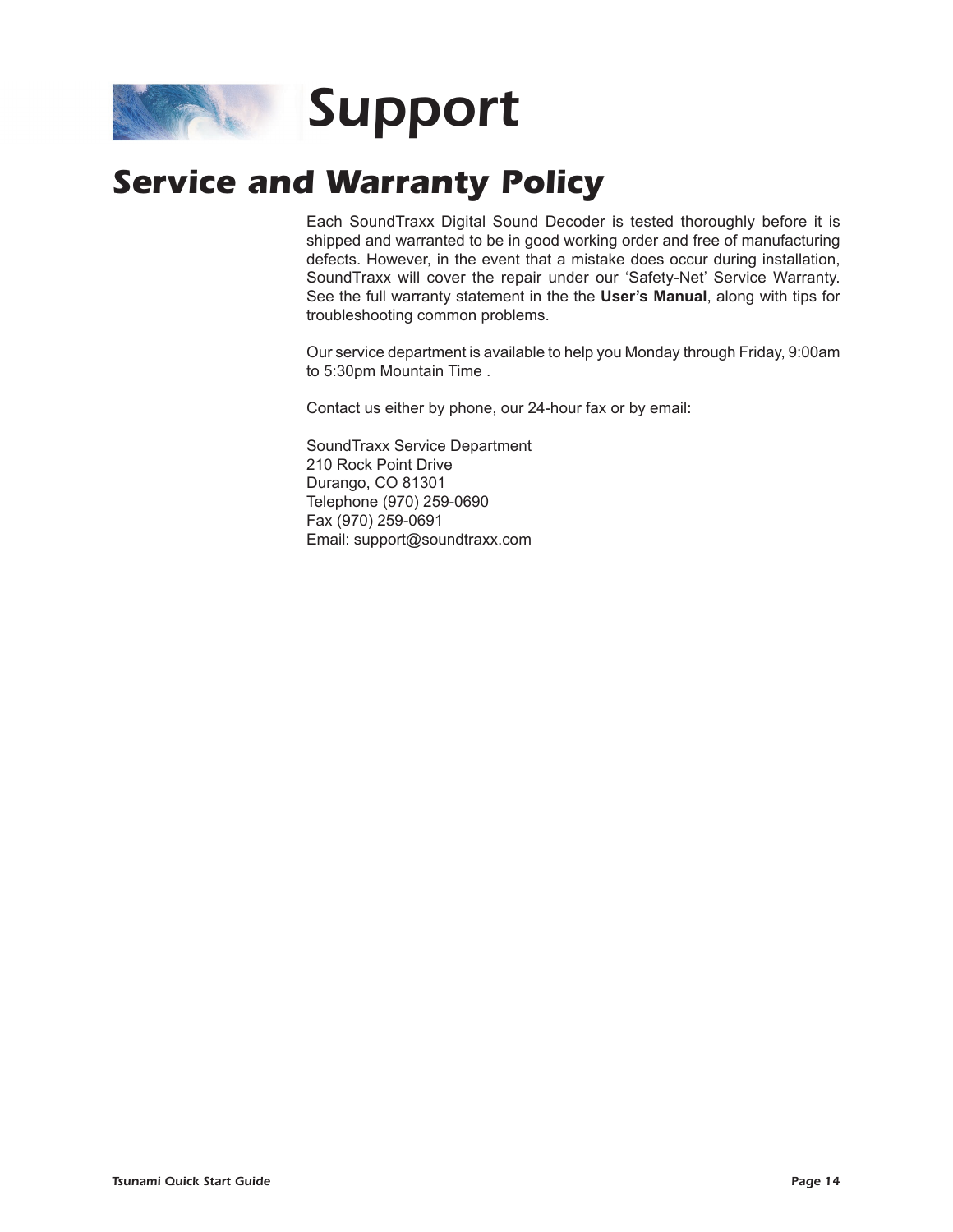# Support

## Service and Warranty Policy

Each SoundTraxx Digital Sound Decoder is tested thoroughly before it is shipped and warranted to be in good working order and free of manufacturing defects. However, in the event that a mistake does occur during installation, SoundTraxx will cover the repair under our 'Safety-Net' Service Warranty. See the full warranty statement in the the **User's Manual**, along with tips for troubleshooting common problems.

Our service department is available to help you Monday through Friday, 9:00am to 5:30pm Mountain Time .

Contact us either by phone, our 24-hour fax or by email:

SoundTraxx Service Department
210 Rock Point Drive
Durango, CO 81301
Telephone (970) 259-0690
Fax (970) 259-0691
Email: support@soundtraxx.com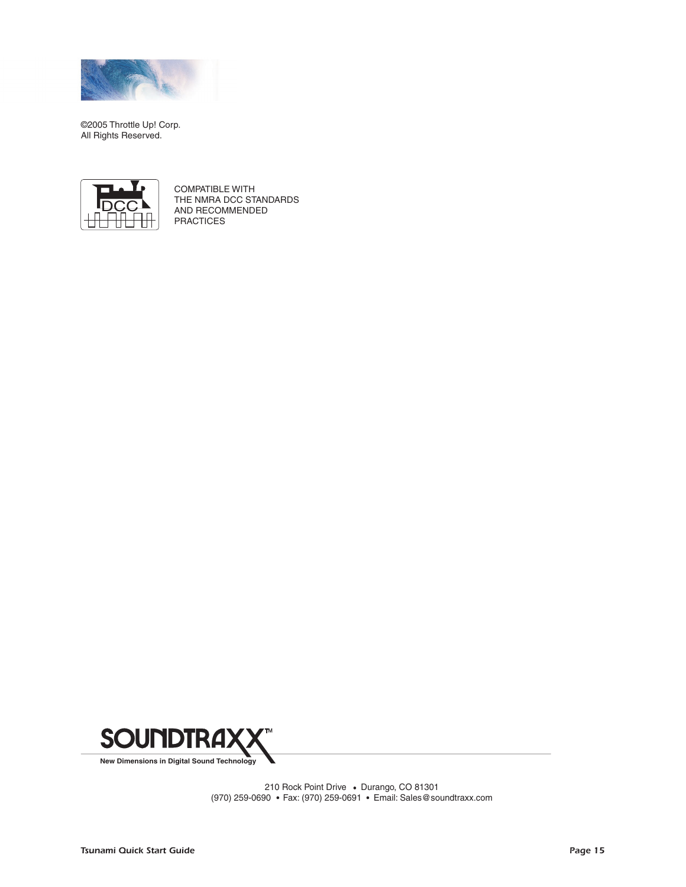©2005 Throttle Up! Corp.
All Rights Reserved.

COMPATIBLE WITH
THE NMRA DCC STANDARDS
AND RECOMMENDED
PRACTICES

SOUNDTRAXX™

New Dimensions in Digital Sound Technology

210 Rock Point Drive • Durango, CO 81301
(970) 259-0690 • Fax: (970) 259-0691 • Email: Sales@soundtraxx.com